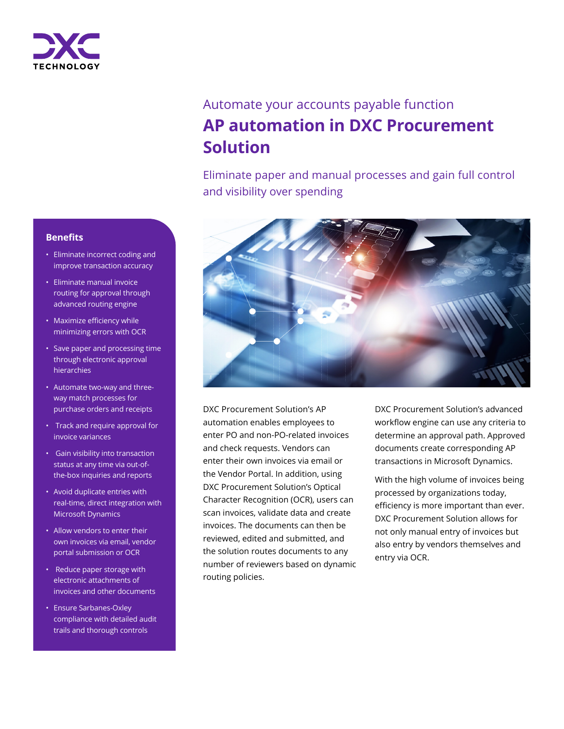Automate your accounts payable function

# AP automation in DXC Procurement Solution

Eliminate paper and manual processes and gain full control and visibility over spending

DXC Procurement Solution's AP automation enables employees to enter PO and non-PO-related invoices and check requests. Vendors can enter their own invoices via email or the Vendor Portal. In addition, using DXC Procurement Solution's Optical Character Recognition (OCR), users can scan invoices, validate data and create invoices. The documents can then be reviewed, edited and submitted, and the solution routes documents to any number of reviewers based on dynamic routing policies.

DXC Procurement Solution's advanced workflow engine can use any criteria to determine an approval path. Approved documents create corresponding AP transactions in Microsoft Dynamics.

With the high volume of invoices being processed by organizations today, efficiency is more important than ever. DXC Procurement Solution allows for not only manual entry of invoices but also entry by vendors themselves and entry via OCR.

## Benefits

- Eliminate incorrect coding and improve transaction accuracy
- Eliminate manual invoice routing for approval through advanced routing engine
- Maximize efficiency while minimizing errors with OCR
- Save paper and processing time through electronic approval hierarchies
- Automate two-way and three-way match processes for purchase orders and receipts
- Track and require approval for invoice variances
- Gain visibility into transaction status at any time via out-of-the-box inquiries and reports
- Avoid duplicate entries with real-time, direct integration with Microsoft Dynamics
- Allow vendors to enter their own invoices via email, vendor portal submission or OCR
- Reduce paper storage with electronic attachments of invoices and other documents
- Ensure Sarbanes-Oxley compliance with detailed audit trails and thorough controls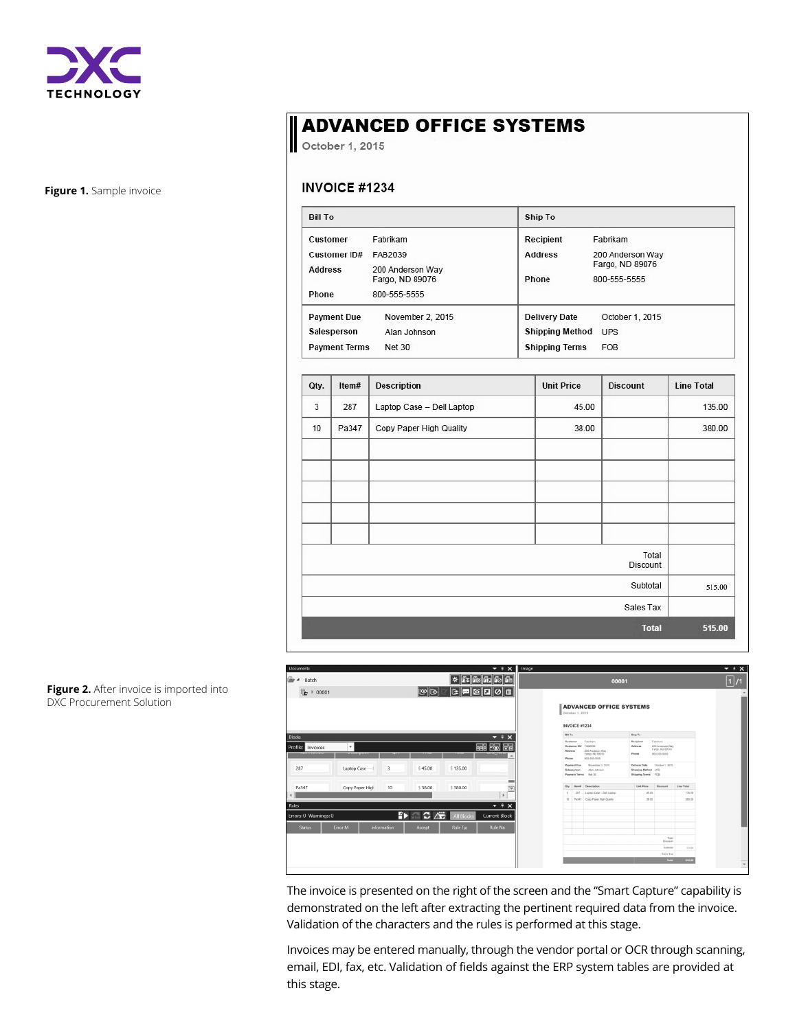**Figure 1.** Sample invoice

# ADVANCED OFFICE SYSTEMS

October 1, 2015

## INVOICE #1234

| Bill To | | Ship To | |
|---|---|---|---|
| Customer | Fabrikam | Recipient | Fabrikam |
| Customer ID# | FAB2039 | Address | 200 Anderson Way Fargo, ND 89076 |
| Address | 200 Anderson Way Fargo, ND 89076 | Phone | 800-555-5555 |
| Phone | 800-555-5555 | | |
| Payment Due | November 2, 2015 | Delivery Date | October 1, 2015 |
| Salesperson | Alan Johnson | Shipping Method | UPS |
| Payment Terms | Net 30 | Shipping Terms | FOB |

| Qty. | Item# | Description | Unit Price | Discount | Line Total |
|---|---|---|---|---|---|
| 3 | 287 | Laptop Case – Dell Laptop | 45.00 | | 135.00 |
| 10 | Pa347 | Copy Paper High Quality | 38.00 | | 380.00 |
| | | | | | |
| | | | | | |
| | | | | | |
| | | | | | |
| | | | | | |
| | | | | Total Discount | |
| | | | | Subtotal | 515.00 |
| | | | | Sales Tax | |
| | | | | **Total** | **515.00** |

**Figure 2.** After invoice is imported into DXC Procurement Solution

The invoice is presented on the right of the screen and the "Smart Capture" capability is demonstrated on the left after extracting the pertinent required data from the invoice. Validation of the characters and the rules is performed at this stage.

Invoices may be entered manually, through the vendor portal or OCR through scanning, email, EDI, fax, etc. Validation of fields against the ERP system tables are provided at this stage.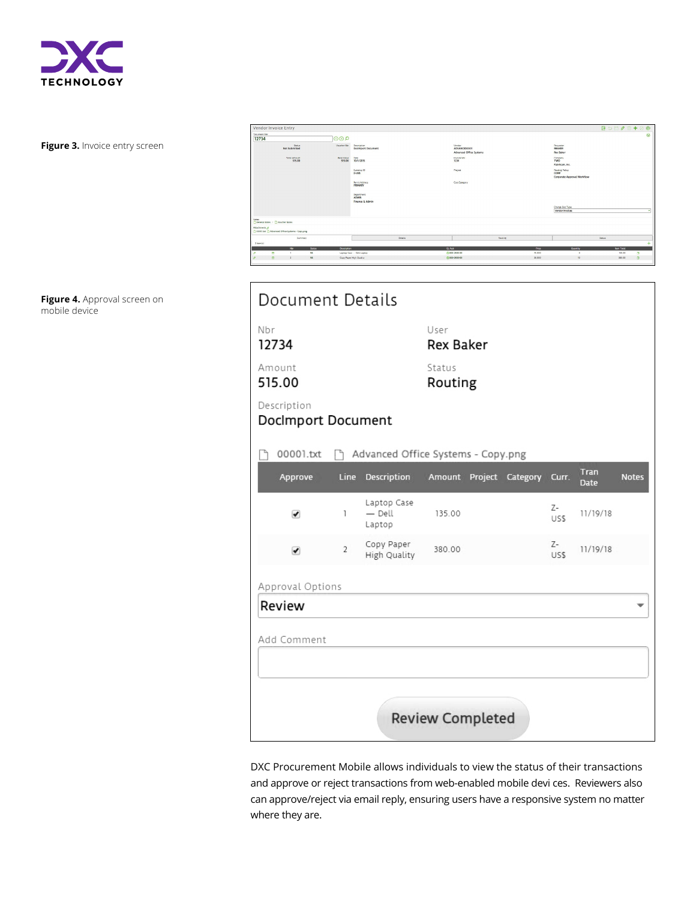**Figure 3.** Invoice entry screen

**Figure 4.** Approval screen on mobile device

DXC Procurement Mobile allows individuals to view the status of their transactions and approve or reject transactions from web-enabled mobile devi ces. Reviewers also can approve/reject via email reply, ensuring users have a responsive system no matter where they are.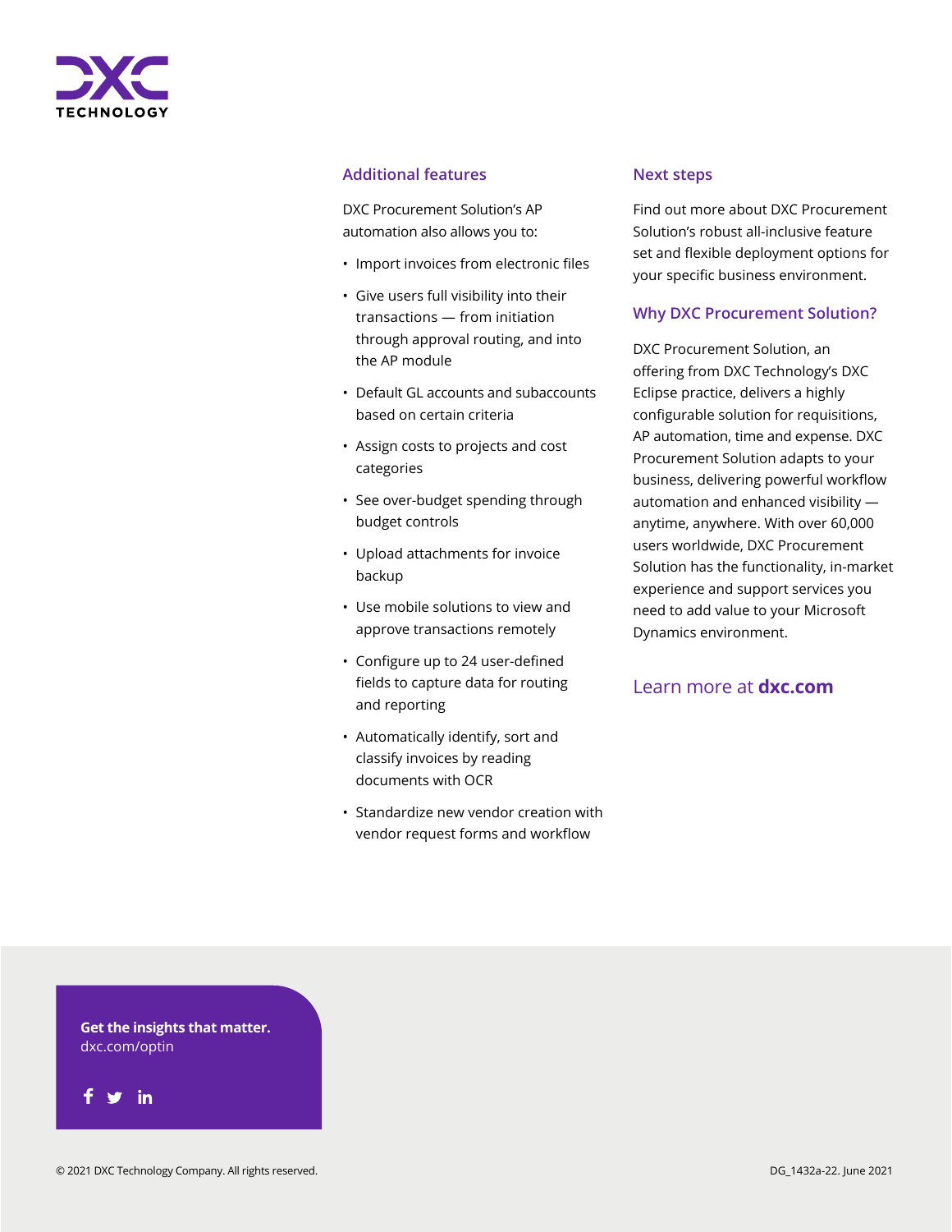## Additional features

DXC Procurement Solution's AP automation also allows you to:

- Import invoices from electronic files
- Give users full visibility into their transactions — from initiation through approval routing, and into the AP module
- Default GL accounts and subaccounts based on certain criteria
- Assign costs to projects and cost categories
- See over-budget spending through budget controls
- Upload attachments for invoice backup
- Use mobile solutions to view and approve transactions remotely
- Configure up to 24 user-defined fields to capture data for routing and reporting
- Automatically identify, sort and classify invoices by reading documents with OCR
- Standardize new vendor creation with vendor request forms and workflow

## Next steps

Find out more about DXC Procurement Solution's robust all-inclusive feature set and flexible deployment options for your specific business environment.

## Why DXC Procurement Solution?

DXC Procurement Solution, an offering from DXC Technology's DXC Eclipse practice, delivers a highly configurable solution for requisitions, AP automation, time and expense. DXC Procurement Solution adapts to your business, delivering powerful workflow automation and enhanced visibility — anytime, anywhere. With over 60,000 users worldwide, DXC Procurement Solution has the functionality, in-market experience and support services you need to add value to your Microsoft Dynamics environment.

Learn more at **dxc.com**

**Get the insights that matter.**
dxc.com/optin

© 2021 DXC Technology Company. All rights reserved.

DG_1432a-22. June 2021